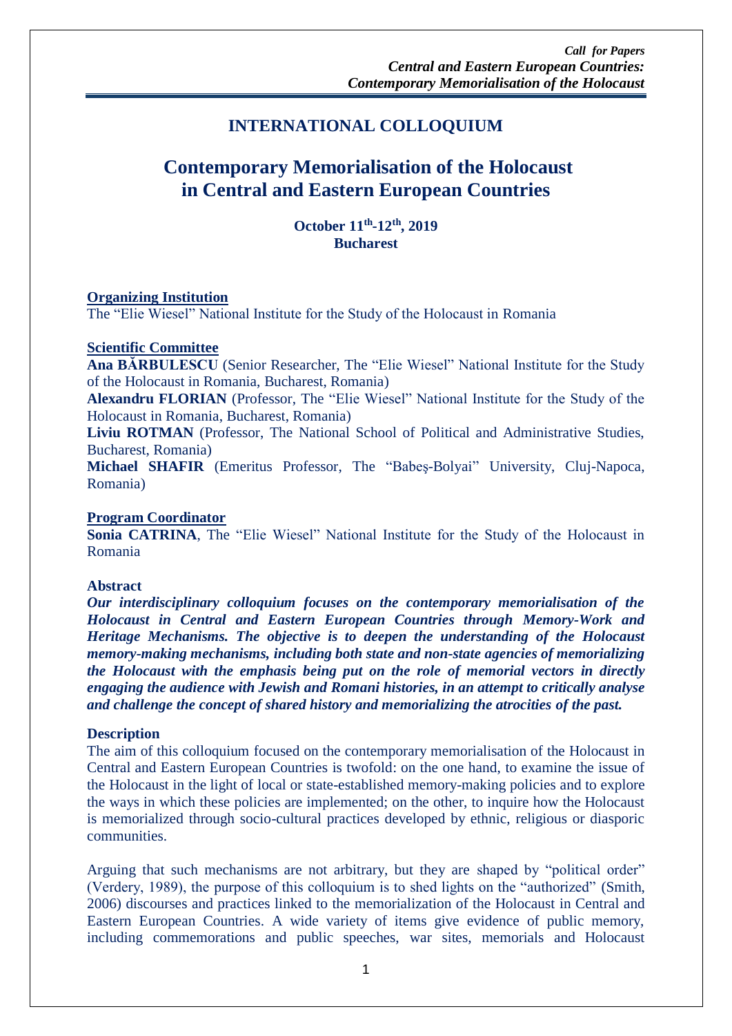# INTERNATIONAL COLLOQUIUM

# Contemporary Memorialisation of the Holocaust in Central and Eastern European Countries

**October 11th-12th, 2019**
**Bucharest**

**Organizing Institution**

The "Elie Wiesel" National Institute for the Study of the Holocaust in Romania

**Scientific Committee**

**Ana BĂRBULESCU** (Senior Researcher, The "Elie Wiesel" National Institute for the Study of the Holocaust in Romania, Bucharest, Romania)

**Alexandru FLORIAN** (Professor, The "Elie Wiesel" National Institute for the Study of the Holocaust in Romania, Bucharest, Romania)

**Liviu ROTMAN** (Professor, The National School of Political and Administrative Studies, Bucharest, Romania)

**Michael SHAFIR** (Emeritus Professor, The "Babeş-Bolyai" University, Cluj-Napoca, Romania)

**Program Coordinator**

**Sonia CATRINA**, The "Elie Wiesel" National Institute for the Study of the Holocaust in Romania

**Abstract**

***Our interdisciplinary colloquium focuses on the contemporary memorialisation of the Holocaust in Central and Eastern European Countries through Memory-Work and Heritage Mechanisms. The objective is to deepen the understanding of the Holocaust memory-making mechanisms, including both state and non-state agencies of memorializing the Holocaust with the emphasis being put on the role of memorial vectors in directly engaging the audience with Jewish and Romani histories, in an attempt to critically analyse and challenge the concept of shared history and memorializing the atrocities of the past.***

**Description**

The aim of this colloquium focused on the contemporary memorialisation of the Holocaust in Central and Eastern European Countries is twofold: on the one hand, to examine the issue of the Holocaust in the light of local or state-established memory-making policies and to explore the ways in which these policies are implemented; on the other, to inquire how the Holocaust is memorialized through socio-cultural practices developed by ethnic, religious or diasporic communities.

Arguing that such mechanisms are not arbitrary, but they are shaped by "political order" (Verdery, 1989), the purpose of this colloquium is to shed lights on the "authorized" (Smith, 2006) discourses and practices linked to the memorialization of the Holocaust in Central and Eastern European Countries. A wide variety of items give evidence of public memory, including commemorations and public speeches, war sites, memorials and Holocaust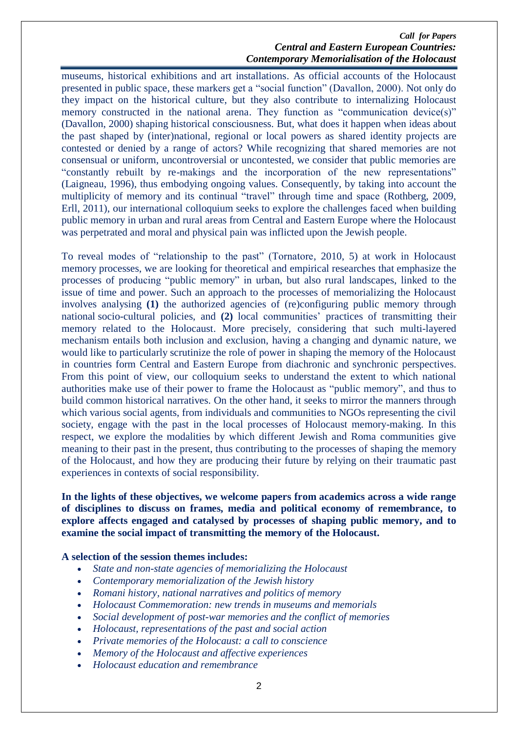museums, historical exhibitions and art installations. As official accounts of the Holocaust presented in public space, these markers get a "social function" (Davallon, 2000). Not only do they impact on the historical culture, but they also contribute to internalizing Holocaust memory constructed in the national arena. They function as "communication device(s)" (Davallon, 2000) shaping historical consciousness. But, what does it happen when ideas about the past shaped by (inter)national, regional or local powers as shared identity projects are contested or denied by a range of actors? While recognizing that shared memories are not consensual or uniform, uncontroversial or uncontested, we consider that public memories are "constantly rebuilt by re-makings and the incorporation of the new representations" (Laigneau, 1996), thus embodying ongoing values. Consequently, by taking into account the multiplicity of memory and its continual "travel" through time and space (Rothberg, 2009, Erll, 2011), our international colloquium seeks to explore the challenges faced when building public memory in urban and rural areas from Central and Eastern Europe where the Holocaust was perpetrated and moral and physical pain was inflicted upon the Jewish people.

To reveal modes of "relationship to the past" (Tornatore, 2010, 5) at work in Holocaust memory processes, we are looking for theoretical and empirical researches that emphasize the processes of producing "public memory" in urban, but also rural landscapes, linked to the issue of time and power. Such an approach to the processes of memorializing the Holocaust involves analysing **(1)** the authorized agencies of (re)configuring public memory through national socio-cultural policies, and **(2)** local communities' practices of transmitting their memory related to the Holocaust. More precisely, considering that such multi-layered mechanism entails both inclusion and exclusion, having a changing and dynamic nature, we would like to particularly scrutinize the role of power in shaping the memory of the Holocaust in countries form Central and Eastern Europe from diachronic and synchronic perspectives. From this point of view, our colloquium seeks to understand the extent to which national authorities make use of their power to frame the Holocaust as "public memory", and thus to build common historical narratives. On the other hand, it seeks to mirror the manners through which various social agents, from individuals and communities to NGOs representing the civil society, engage with the past in the local processes of Holocaust memory-making. In this respect, we explore the modalities by which different Jewish and Roma communities give meaning to their past in the present, thus contributing to the processes of shaping the memory of the Holocaust, and how they are producing their future by relying on their traumatic past experiences in contexts of social responsibility.

**In the lights of these objectives, we welcome papers from academics across a wide range of disciplines to discuss on frames, media and political economy of remembrance, to explore affects engaged and catalysed by processes of shaping public memory, and to examine the social impact of transmitting the memory of the Holocaust.**

**A selection of the session themes includes:**

- *State and non-state agencies of memorializing the Holocaust*
- *Contemporary memorialization of the Jewish history*
- *Romani history, national narratives and politics of memory*
- *Holocaust Commemoration: new trends in museums and memorials*
- *Social development of post-war memories and the conflict of memories*
- *Holocaust, representations of the past and social action*
- *Private memories of the Holocaust: a call to conscience*
- *Memory of the Holocaust and affective experiences*
- *Holocaust education and remembrance*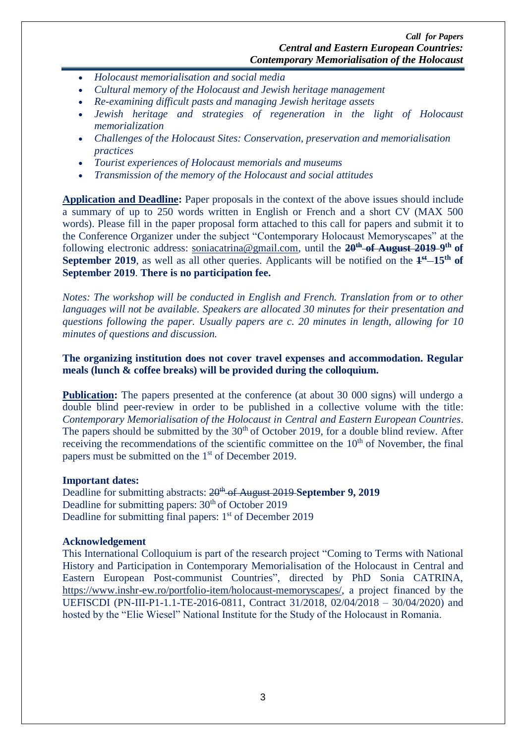- *Holocaust memorialisation and social media*
- *Cultural memory of the Holocaust and Jewish heritage management*
- *Re-examining difficult pasts and managing Jewish heritage assets*
- *Jewish heritage and strategies of regeneration in the light of Holocaust memorialization*
- *Challenges of the Holocaust Sites: Conservation, preservation and memorialisation practices*
- *Tourist experiences of Holocaust memorials and museums*
- *Transmission of the memory of the Holocaust and social attitudes*

**Application and Deadline:** Paper proposals in the context of the above issues should include a summary of up to 250 words written in English or French and a short CV (MAX 500 words). Please fill in the paper proposal form attached to this call for papers and submit it to the Conference Organizer under the subject "Contemporary Holocaust Memoryscapes" at the following electronic address: soniacatrina@gmail.com, until the ~~**20th of August 2019**~~ **9th of September 2019**, as well as all other queries. Applicants will be notified on the ~~**1st**~~ **15th of September 2019**. **There is no participation fee.**

*Notes: The workshop will be conducted in English and French. Translation from or to other languages will not be available. Speakers are allocated 30 minutes for their presentation and questions following the paper. Usually papers are c. 20 minutes in length, allowing for 10 minutes of questions and discussion.*

**The organizing institution does not cover travel expenses and accommodation. Regular meals (lunch & coffee breaks) will be provided during the colloquium.**

**Publication:** The papers presented at the conference (at about 30 000 signs) will undergo a double blind peer-review in order to be published in a collective volume with the title: *Contemporary Memorialisation of the Holocaust in Central and Eastern European Countries*. The papers should be submitted by the 30th of October 2019, for a double blind review. After receiving the recommendations of the scientific committee on the 10th of November, the final papers must be submitted on the 1st of December 2019.

**Important dates:**

Deadline for submitting abstracts: ~~20th of August 2019~~ **September 9, 2019**
Deadline for submitting papers: 30th of October 2019
Deadline for submitting final papers: 1st of December 2019

**Acknowledgement**

This International Colloquium is part of the research project "Coming to Terms with National History and Participation in Contemporary Memorialisation of the Holocaust in Central and Eastern European Post-communist Countries", directed by PhD Sonia CATRINA, https://www.inshr-ew.ro/portfolio-item/holocaust-memoryscapes/, a project financed by the UEFISCDI (PN-III-P1-1.1-TE-2016-0811, Contract 31/2018, 02/04/2018 – 30/04/2020) and hosted by the "Elie Wiesel" National Institute for the Study of the Holocaust in Romania.